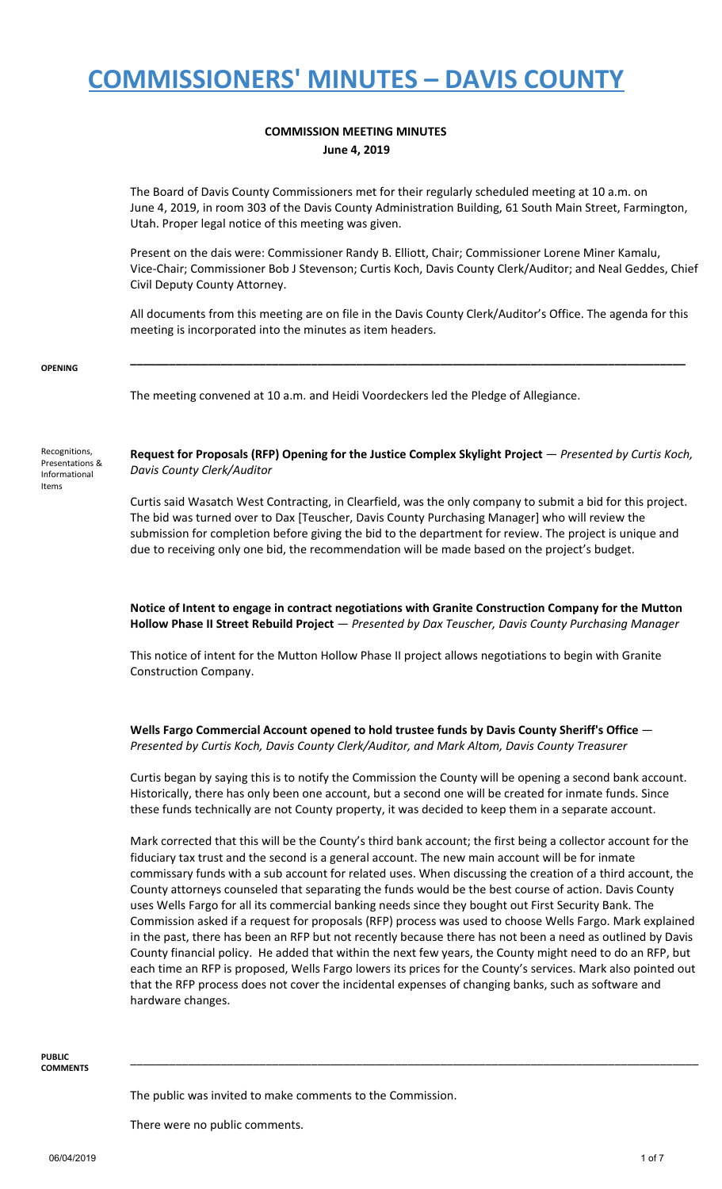# COMMISSIONERS' MINUTES – DAVIS COUNTY

**COMMISSION MEETING MINUTES**
**June 4, 2019**

The Board of Davis County Commissioners met for their regularly scheduled meeting at 10 a.m. on June 4, 2019, in room 303 of the Davis County Administration Building, 61 South Main Street, Farmington, Utah. Proper legal notice of this meeting was given.

Present on the dais were: Commissioner Randy B. Elliott, Chair; Commissioner Lorene Miner Kamalu, Vice-Chair; Commissioner Bob J Stevenson; Curtis Koch, Davis County Clerk/Auditor; and Neal Geddes, Chief Civil Deputy County Attorney.

All documents from this meeting are on file in the Davis County Clerk/Auditor's Office. The agenda for this meeting is incorporated into the minutes as item headers.

---

**OPENING**

The meeting convened at 10 a.m. and Heidi Voordeckers led the Pledge of Allegiance.

Recognitions, Presentations & Informational Items

**Request for Proposals (RFP) Opening for the Justice Complex Skylight Project** — *Presented by Curtis Koch, Davis County Clerk/Auditor*

Curtis said Wasatch West Contracting, in Clearfield, was the only company to submit a bid for this project. The bid was turned over to Dax [Teuscher, Davis County Purchasing Manager] who will review the submission for completion before giving the bid to the department for review. The project is unique and due to receiving only one bid, the recommendation will be made based on the project's budget.

**Notice of Intent to engage in contract negotiations with Granite Construction Company for the Mutton Hollow Phase II Street Rebuild Project** — *Presented by Dax Teuscher, Davis County Purchasing Manager*

This notice of intent for the Mutton Hollow Phase II project allows negotiations to begin with Granite Construction Company.

**Wells Fargo Commercial Account opened to hold trustee funds by Davis County Sheriff's Office** — *Presented by Curtis Koch, Davis County Clerk/Auditor, and Mark Altom, Davis County Treasurer*

Curtis began by saying this is to notify the Commission the County will be opening a second bank account. Historically, there has only been one account, but a second one will be created for inmate funds. Since these funds technically are not County property, it was decided to keep them in a separate account.

Mark corrected that this will be the County's third bank account; the first being a collector account for the fiduciary tax trust and the second is a general account. The new main account will be for inmate commissary funds with a sub account for related uses. When discussing the creation of a third account, the County attorneys counseled that separating the funds would be the best course of action. Davis County uses Wells Fargo for all its commercial banking needs since they bought out First Security Bank. The Commission asked if a request for proposals (RFP) process was used to choose Wells Fargo. Mark explained in the past, there has been an RFP but not recently because there has not been a need as outlined by Davis County financial policy. He added that within the next few years, the County might need to do an RFP, but each time an RFP is proposed, Wells Fargo lowers its prices for the County's services. Mark also pointed out that the RFP process does not cover the incidental expenses of changing banks, such as software and hardware changes.

---

**PUBLIC COMMENTS**

The public was invited to make comments to the Commission.

There were no public comments.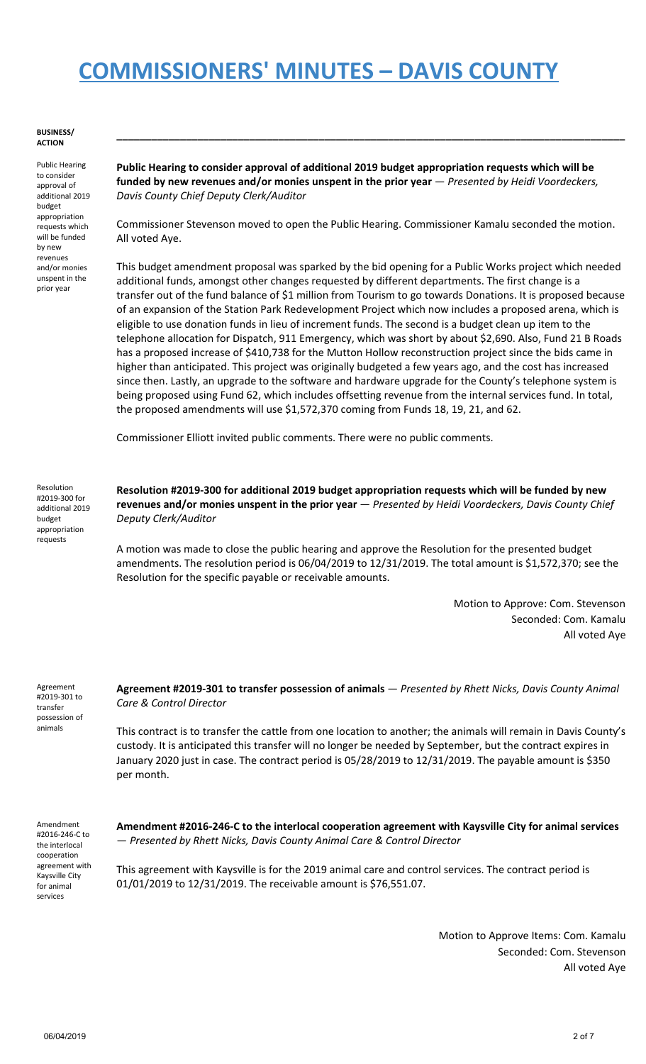# COMMISSIONERS' MINUTES – DAVIS COUNTY

**BUSINESS/ ACTION**

---

*Public Hearing to consider approval of additional 2019 budget appropriation requests which will be funded by new revenues and/or monies unspent in the prior year*

**Public Hearing to consider approval of additional 2019 budget appropriation requests which will be funded by new revenues and/or monies unspent in the prior year** — *Presented by Heidi Voordeckers, Davis County Chief Deputy Clerk/Auditor*

Commissioner Stevenson moved to open the Public Hearing. Commissioner Kamalu seconded the motion. All voted Aye.

This budget amendment proposal was sparked by the bid opening for a Public Works project which needed additional funds, amongst other changes requested by different departments. The first change is a transfer out of the fund balance of $1 million from Tourism to go towards Donations. It is proposed because of an expansion of the Station Park Redevelopment Project which now includes a proposed arena, which is eligible to use donation funds in lieu of increment funds. The second is a budget clean up item to the telephone allocation for Dispatch, 911 Emergency, which was short by about $2,690. Also, Fund 21 B Roads has a proposed increase of $410,738 for the Mutton Hollow reconstruction project since the bids came in higher than anticipated. This project was originally budgeted a few years ago, and the cost has increased since then. Lastly, an upgrade to the software and hardware upgrade for the County's telephone system is being proposed using Fund 62, which includes offsetting revenue from the internal services fund. In total, the proposed amendments will use $1,572,370 coming from Funds 18, 19, 21, and 62.

Commissioner Elliott invited public comments. There were no public comments.

*Resolution #2019-300 for additional 2019 budget appropriation requests*

**Resolution #2019-300 for additional 2019 budget appropriation requests which will be funded by new revenues and/or monies unspent in the prior year** — *Presented by Heidi Voordeckers, Davis County Chief Deputy Clerk/Auditor*

A motion was made to close the public hearing and approve the Resolution for the presented budget amendments. The resolution period is 06/04/2019 to 12/31/2019. The total amount is $1,572,370; see the Resolution for the specific payable or receivable amounts.

Motion to Approve: Com. Stevenson
Seconded: Com. Kamalu
All voted Aye

*Agreement #2019-301 to transfer possession of animals*

**Agreement #2019-301 to transfer possession of animals** — *Presented by Rhett Nicks, Davis County Animal Care & Control Director*

This contract is to transfer the cattle from one location to another; the animals will remain in Davis County's custody. It is anticipated this transfer will no longer be needed by September, but the contract expires in January 2020 just in case. The contract period is 05/28/2019 to 12/31/2019. The payable amount is $350 per month.

*Amendment #2016-246-C to the interlocal cooperation agreement with Kaysville City for animal services*

**Amendment #2016-246-C to the interlocal cooperation agreement with Kaysville City for animal services** — *Presented by Rhett Nicks, Davis County Animal Care & Control Director*

This agreement with Kaysville is for the 2019 animal care and control services. The contract period is 01/01/2019 to 12/31/2019. The receivable amount is $76,551.07.

Motion to Approve Items: Com. Kamalu
Seconded: Com. Stevenson
All voted Aye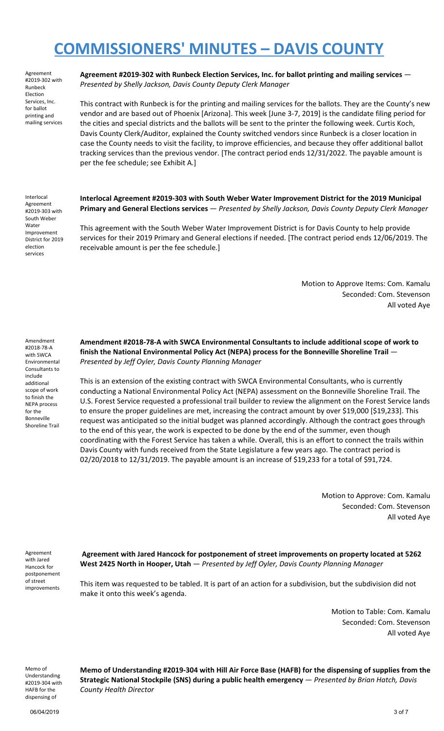# COMMISSIONERS' MINUTES – DAVIS COUNTY

Agreement #2019-302 with Runbeck Election Services, Inc. for ballot printing and mailing services

**Agreement #2019-302 with Runbeck Election Services, Inc. for ballot printing and mailing services** — *Presented by Shelly Jackson, Davis County Deputy Clerk Manager*

This contract with Runbeck is for the printing and mailing services for the ballots. They are the County's new vendor and are based out of Phoenix [Arizona]. This week [June 3-7, 2019] is the candidate filing period for the cities and special districts and the ballots will be sent to the printer the following week. Curtis Koch, Davis County Clerk/Auditor, explained the County switched vendors since Runbeck is a closer location in case the County needs to visit the facility, to improve efficiencies, and because they offer additional ballot tracking services than the previous vendor. [The contract period ends 12/31/2022. The payable amount is per the fee schedule; see Exhibit A.]

Interlocal Agreement #2019-303 with South Weber Water Improvement District for 2019 election services

**Interlocal Agreement #2019-303 with South Weber Water Improvement District for the 2019 Municipal Primary and General Elections services** — *Presented by Shelly Jackson, Davis County Deputy Clerk Manager*

This agreement with the South Weber Water Improvement District is for Davis County to help provide services for their 2019 Primary and General elections if needed. [The contract period ends 12/06/2019. The receivable amount is per the fee schedule.]

Motion to Approve Items: Com. Kamalu
Seconded: Com. Stevenson
All voted Aye

Amendment #2018-78-A with SWCA Environmental Consultants to include additional scope of work to finish the NEPA process for the Bonneville Shoreline Trail

**Amendment #2018-78-A with SWCA Environmental Consultants to include additional scope of work to finish the National Environmental Policy Act (NEPA) process for the Bonneville Shoreline Trail** — *Presented by Jeff Oyler, Davis County Planning Manager*

This is an extension of the existing contract with SWCA Environmental Consultants, who is currently conducting a National Environmental Policy Act (NEPA) assessment on the Bonneville Shoreline Trail. The U.S. Forest Service requested a professional trail builder to review the alignment on the Forest Service lands to ensure the proper guidelines are met, increasing the contract amount by over $19,000 [$19,233]. This request was anticipated so the initial budget was planned accordingly. Although the contract goes through to the end of this year, the work is expected to be done by the end of the summer, even though coordinating with the Forest Service has taken a while. Overall, this is an effort to connect the trails within Davis County with funds received from the State Legislature a few years ago. The contract period is 02/20/2018 to 12/31/2019. The payable amount is an increase of $19,233 for a total of $91,724.

Motion to Approve: Com. Kamalu
Seconded: Com. Stevenson
All voted Aye

Agreement with Jared Hancock for postponement of street improvements

**Agreement with Jared Hancock for postponement of street improvements on property located at 5262 West 2425 North in Hooper, Utah** — *Presented by Jeff Oyler, Davis County Planning Manager*

This item was requested to be tabled. It is part of an action for a subdivision, but the subdivision did not make it onto this week's agenda.

Motion to Table: Com. Kamalu
Seconded: Com. Stevenson
All voted Aye

Memo of Understanding #2019-304 with HAFB for the dispensing of

**Memo of Understanding #2019-304 with Hill Air Force Base (HAFB) for the dispensing of supplies from the Strategic National Stockpile (SNS) during a public health emergency** — *Presented by Brian Hatch, Davis County Health Director*

06/04/2019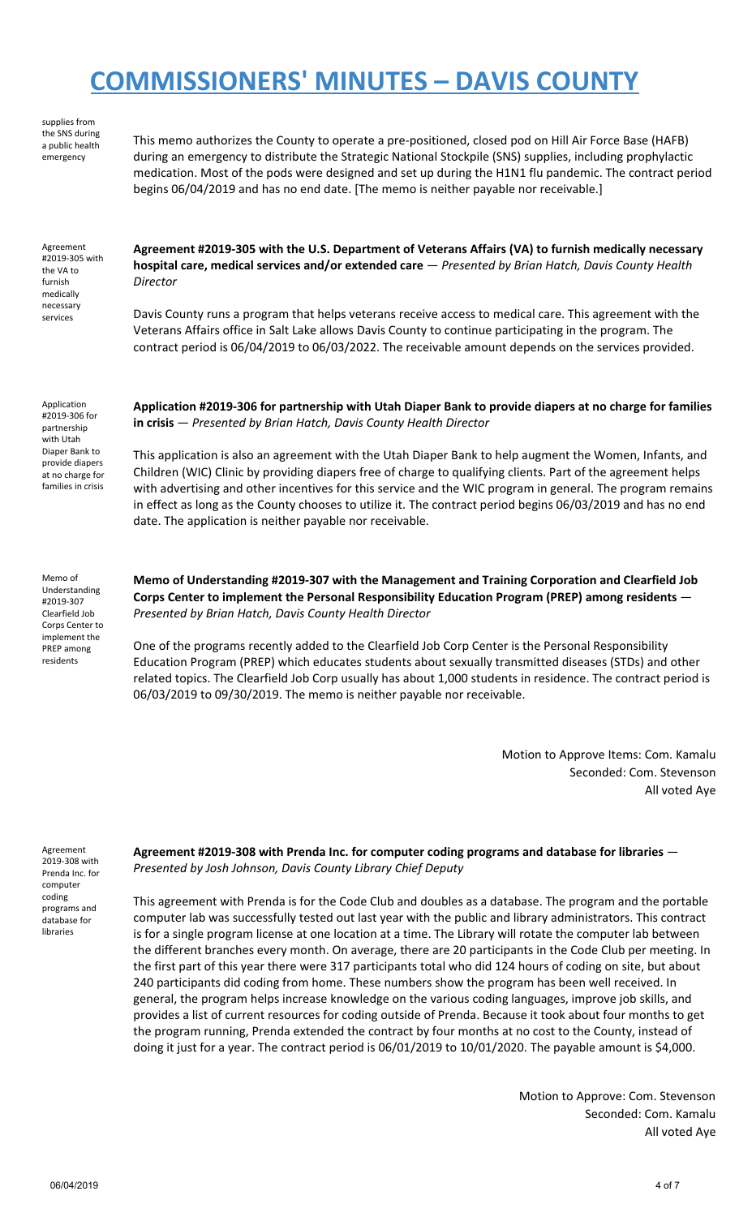# COMMISSIONERS' MINUTES – DAVIS COUNTY

supplies from the SNS during a public health emergency

This memo authorizes the County to operate a pre-positioned, closed pod on Hill Air Force Base (HAFB) during an emergency to distribute the Strategic National Stockpile (SNS) supplies, including prophylactic medication. Most of the pods were designed and set up during the H1N1 flu pandemic. The contract period begins 06/04/2019 and has no end date. [The memo is neither payable nor receivable.]

Agreement #2019-305 with the VA to furnish medically necessary services

**Agreement #2019-305 with the U.S. Department of Veterans Affairs (VA) to furnish medically necessary hospital care, medical services and/or extended care** — *Presented by Brian Hatch, Davis County Health Director*

Davis County runs a program that helps veterans receive access to medical care. This agreement with the Veterans Affairs office in Salt Lake allows Davis County to continue participating in the program. The contract period is 06/04/2019 to 06/03/2022. The receivable amount depends on the services provided.

Application #2019-306 for partnership with Utah Diaper Bank to provide diapers at no charge for families in crisis

**Application #2019-306 for partnership with Utah Diaper Bank to provide diapers at no charge for families in crisis** — *Presented by Brian Hatch, Davis County Health Director*

This application is also an agreement with the Utah Diaper Bank to help augment the Women, Infants, and Children (WIC) Clinic by providing diapers free of charge to qualifying clients. Part of the agreement helps with advertising and other incentives for this service and the WIC program in general. The program remains in effect as long as the County chooses to utilize it. The contract period begins 06/03/2019 and has no end date. The application is neither payable nor receivable.

Memo of Understanding #2019-307 Clearfield Job Corps Center to implement the PREP among residents

**Memo of Understanding #2019-307 with the Management and Training Corporation and Clearfield Job Corps Center to implement the Personal Responsibility Education Program (PREP) among residents** — *Presented by Brian Hatch, Davis County Health Director*

One of the programs recently added to the Clearfield Job Corp Center is the Personal Responsibility Education Program (PREP) which educates students about sexually transmitted diseases (STDs) and other related topics. The Clearfield Job Corp usually has about 1,000 students in residence. The contract period is 06/03/2019 to 09/30/2019. The memo is neither payable nor receivable.

Motion to Approve Items: Com. Kamalu
Seconded: Com. Stevenson
All voted Aye

Agreement 2019-308 with Prenda Inc. for computer coding programs and database for libraries

**Agreement #2019-308 with Prenda Inc. for computer coding programs and database for libraries** — *Presented by Josh Johnson, Davis County Library Chief Deputy*

This agreement with Prenda is for the Code Club and doubles as a database. The program and the portable computer lab was successfully tested out last year with the public and library administrators. This contract is for a single program license at one location at a time. The Library will rotate the computer lab between the different branches every month. On average, there are 20 participants in the Code Club per meeting. In the first part of this year there were 317 participants total who did 124 hours of coding on site, but about 240 participants did coding from home. These numbers show the program has been well received. In general, the program helps increase knowledge on the various coding languages, improve job skills, and provides a list of current resources for coding outside of Prenda. Because it took about four months to get the program running, Prenda extended the contract by four months at no cost to the County, instead of doing it just for a year. The contract period is 06/01/2019 to 10/01/2020. The payable amount is $4,000.

Motion to Approve: Com. Stevenson
Seconded: Com. Kamalu
All voted Aye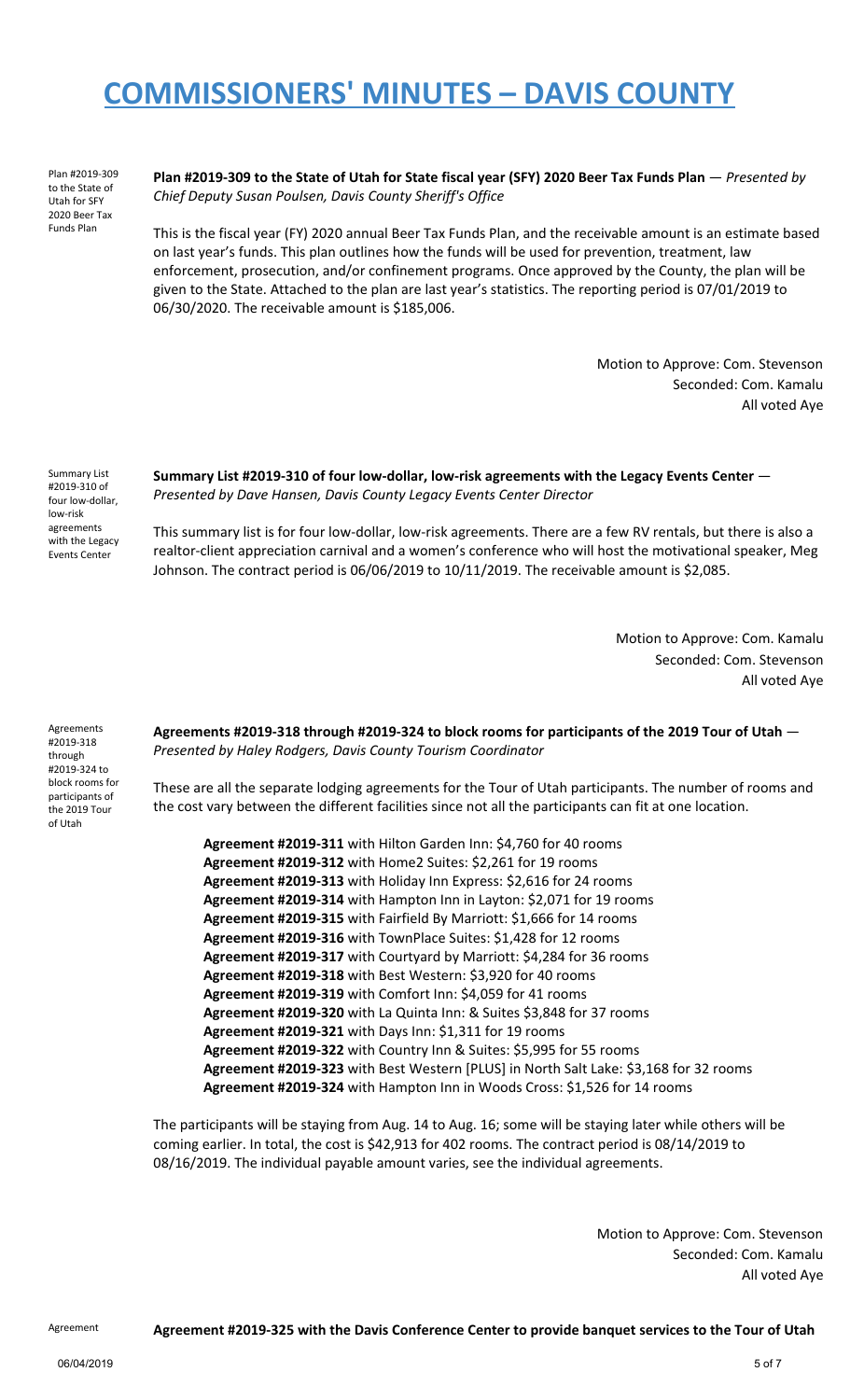# COMMISSIONERS' MINUTES – DAVIS COUNTY

Plan #2019-309 to the State of Utah for SFY 2020 Beer Tax Funds Plan

**Plan #2019-309 to the State of Utah for State fiscal year (SFY) 2020 Beer Tax Funds Plan** — *Presented by Chief Deputy Susan Poulsen, Davis County Sheriff's Office*

This is the fiscal year (FY) 2020 annual Beer Tax Funds Plan, and the receivable amount is an estimate based on last year's funds. This plan outlines how the funds will be used for prevention, treatment, law enforcement, prosecution, and/or confinement programs. Once approved by the County, the plan will be given to the State. Attached to the plan are last year's statistics. The reporting period is 07/01/2019 to 06/30/2020. The receivable amount is $185,006.

Motion to Approve: Com. Stevenson
Seconded: Com. Kamalu
All voted Aye

Summary List #2019-310 of four low-dollar, low-risk agreements with the Legacy Events Center

**Summary List #2019-310 of four low-dollar, low-risk agreements with the Legacy Events Center** — *Presented by Dave Hansen, Davis County Legacy Events Center Director*

This summary list is for four low-dollar, low-risk agreements. There are a few RV rentals, but there is also a realtor-client appreciation carnival and a women's conference who will host the motivational speaker, Meg Johnson. The contract period is 06/06/2019 to 10/11/2019. The receivable amount is $2,085.

Motion to Approve: Com. Kamalu
Seconded: Com. Stevenson
All voted Aye

Agreements #2019-318 through #2019-324 to block rooms for participants of the 2019 Tour of Utah

**Agreements #2019-318 through #2019-324 to block rooms for participants of the 2019 Tour of Utah** — *Presented by Haley Rodgers, Davis County Tourism Coordinator*

These are all the separate lodging agreements for the Tour of Utah participants. The number of rooms and the cost vary between the different facilities since not all the participants can fit at one location.

**Agreement #2019-311** with Hilton Garden Inn: $4,760 for 40 rooms
**Agreement #2019-312** with Home2 Suites: $2,261 for 19 rooms
**Agreement #2019-313** with Holiday Inn Express: $2,616 for 24 rooms
**Agreement #2019-314** with Hampton Inn in Layton: $2,071 for 19 rooms
**Agreement #2019-315** with Fairfield By Marriott: $1,666 for 14 rooms
**Agreement #2019-316** with TownPlace Suites: $1,428 for 12 rooms
**Agreement #2019-317** with Courtyard by Marriott: $4,284 for 36 rooms
**Agreement #2019-318** with Best Western: $3,920 for 40 rooms
**Agreement #2019-319** with Comfort Inn: $4,059 for 41 rooms
**Agreement #2019-320** with La Quinta Inn: & Suites $3,848 for 37 rooms
**Agreement #2019-321** with Days Inn: $1,311 for 19 rooms
**Agreement #2019-322** with Country Inn & Suites: $5,995 for 55 rooms
**Agreement #2019-323** with Best Western [PLUS] in North Salt Lake: $3,168 for 32 rooms
**Agreement #2019-324** with Hampton Inn in Woods Cross: $1,526 for 14 rooms

The participants will be staying from Aug. 14 to Aug. 16; some will be staying later while others will be coming earlier. In total, the cost is $42,913 for 402 rooms. The contract period is 08/14/2019 to 08/16/2019. The individual payable amount varies, see the individual agreements.

Motion to Approve: Com. Stevenson
Seconded: Com. Kamalu
All voted Aye

Agreement

**Agreement #2019-325 with the Davis Conference Center to provide banquet services to the Tour of Utah**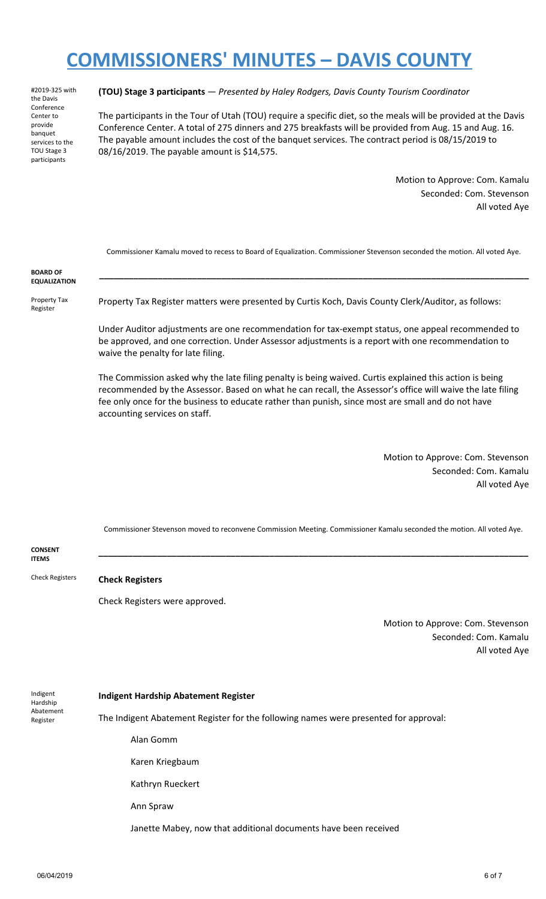# COMMISSIONERS' MINUTES – DAVIS COUNTY

#2019-325 with the Davis Conference Center to provide banquet services to the TOU Stage 3 participants

**(TOU) Stage 3 participants** — *Presented by Haley Rodgers, Davis County Tourism Coordinator*

The participants in the Tour of Utah (TOU) require a specific diet, so the meals will be provided at the Davis Conference Center. A total of 275 dinners and 275 breakfasts will be provided from Aug. 15 and Aug. 16. The payable amount includes the cost of the banquet services. The contract period is 08/15/2019 to 08/16/2019. The payable amount is $14,575.

Motion to Approve: Com. Kamalu
Seconded: Com. Stevenson
All voted Aye

Commissioner Kamalu moved to recess to Board of Equalization. Commissioner Stevenson seconded the motion. All voted Aye.

**BOARD OF EQUALIZATION**

---

Property Tax Register

Property Tax Register matters were presented by Curtis Koch, Davis County Clerk/Auditor, as follows:

Under Auditor adjustments are one recommendation for tax-exempt status, one appeal recommended to be approved, and one correction. Under Assessor adjustments is a report with one recommendation to waive the penalty for late filing.

The Commission asked why the late filing penalty is being waived. Curtis explained this action is being recommended by the Assessor. Based on what he can recall, the Assessor's office will waive the late filing fee only once for the business to educate rather than punish, since most are small and do not have accounting services on staff.

Motion to Approve: Com. Stevenson
Seconded: Com. Kamalu
All voted Aye

Commissioner Stevenson moved to reconvene Commission Meeting. Commissioner Kamalu seconded the motion. All voted Aye.

**CONSENT ITEMS**

---

Check Registers

**Check Registers**

Check Registers were approved.

Motion to Approve: Com. Stevenson
Seconded: Com. Kamalu
All voted Aye

Indigent Hardship Abatement Register

**Indigent Hardship Abatement Register**

The Indigent Abatement Register for the following names were presented for approval:

Alan Gomm

Karen Kriegbaum

Kathryn Rueckert

Ann Spraw

Janette Mabey, now that additional documents have been received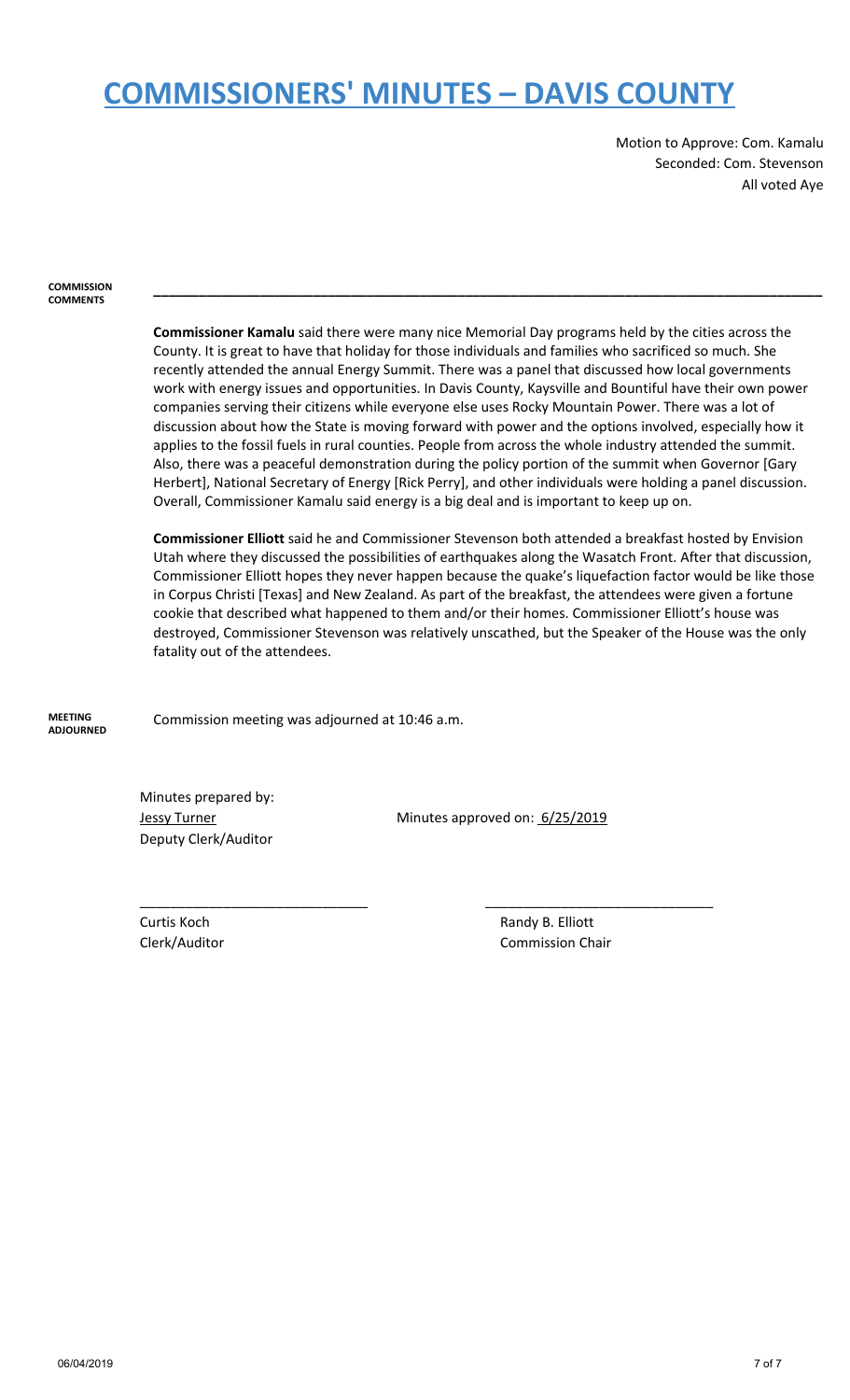# COMMISSIONERS' MINUTES – DAVIS COUNTY

Motion to Approve: Com. Kamalu
Seconded: Com. Stevenson
All voted Aye

**COMMISSION COMMENTS**

**Commissioner Kamalu** said there were many nice Memorial Day programs held by the cities across the County. It is great to have that holiday for those individuals and families who sacrificed so much. She recently attended the annual Energy Summit. There was a panel that discussed how local governments work with energy issues and opportunities. In Davis County, Kaysville and Bountiful have their own power companies serving their citizens while everyone else uses Rocky Mountain Power. There was a lot of discussion about how the State is moving forward with power and the options involved, especially how it applies to the fossil fuels in rural counties. People from across the whole industry attended the summit. Also, there was a peaceful demonstration during the policy portion of the summit when Governor [Gary Herbert], National Secretary of Energy [Rick Perry], and other individuals were holding a panel discussion. Overall, Commissioner Kamalu said energy is a big deal and is important to keep up on.

**Commissioner Elliott** said he and Commissioner Stevenson both attended a breakfast hosted by Envision Utah where they discussed the possibilities of earthquakes along the Wasatch Front. After that discussion, Commissioner Elliott hopes they never happen because the quake's liquefaction factor would be like those in Corpus Christi [Texas] and New Zealand. As part of the breakfast, the attendees were given a fortune cookie that described what happened to them and/or their homes. Commissioner Elliott's house was destroyed, Commissioner Stevenson was relatively unscathed, but the Speaker of the House was the only fatality out of the attendees.

**MEETING ADJOURNED**

Commission meeting was adjourned at 10:46 a.m.

Minutes prepared by:
Jessy Turner
Deputy Clerk/Auditor

Minutes approved on: 6/25/2019

\_\_\_\_\_\_\_\_\_\_\_\_\_\_\_\_\_\_\_\_\_\_\_\_\_\_\_\_\_\_
Curtis Koch
Clerk/Auditor

\_\_\_\_\_\_\_\_\_\_\_\_\_\_\_\_\_\_\_\_\_\_\_\_\_\_\_\_\_\_
Randy B. Elliott
Commission Chair